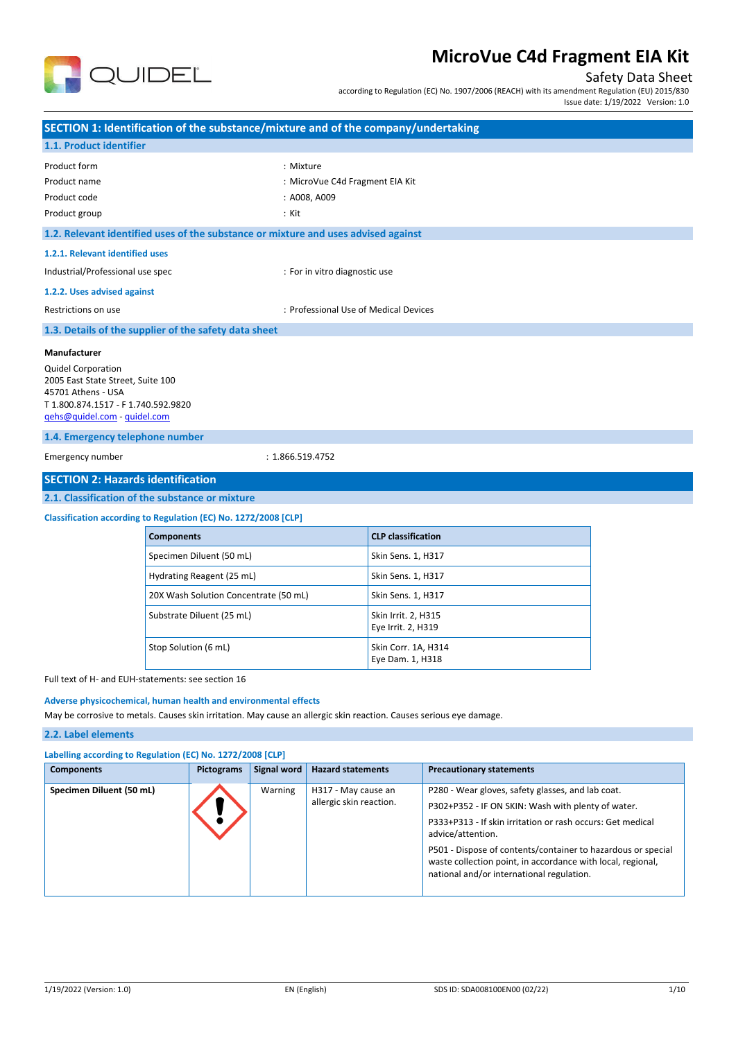# MicroVue C4d Fragment EIA Kit

Safety Data Sheet

according to Regulation (EC) No. 1907/2006 (REACH) with its amendment Regulation (EU) 2015/830

Issue date: 1/19/2022 Version: 1.0

## SECTION 1: Identification of the substance/mixture and of the company/undertaking

### 1.1. Product identifier

| | |
|---|---|
| Product form | : Mixture |
| Product name | : MicroVue C4d Fragment EIA Kit |
| Product code | : A008, A009 |
| Product group | : Kit |

### 1.2. Relevant identified uses of the substance or mixture and uses advised against

#### 1.2.1. Relevant identified uses

| | |
|---|---|
| Industrial/Professional use spec | : For in vitro diagnostic use |

#### 1.2.2. Uses advised against

| | |
|---|---|
| Restrictions on use | : Professional Use of Medical Devices |

### 1.3. Details of the supplier of the safety data sheet

**Manufacturer**

Quidel Corporation
2005 East State Street, Suite 100
45701 Athens - USA
T 1.800.874.1517 - F 1.740.592.9820
qehs@quidel.com - quidel.com

### 1.4. Emergency telephone number

| | |
|---|---|
| Emergency number | : 1.866.519.4752 |

## SECTION 2: Hazards identification

### 2.1. Classification of the substance or mixture

#### Classification according to Regulation (EC) No. 1272/2008 [CLP]

| Components | CLP classification |
|---|---|
| Specimen Diluent (50 mL) | Skin Sens. 1, H317 |
| Hydrating Reagent (25 mL) | Skin Sens. 1, H317 |
| 20X Wash Solution Concentrate (50 mL) | Skin Sens. 1, H317 |
| Substrate Diluent (25 mL) | Skin Irrit. 2, H315<br>Eye Irrit. 2, H319 |
| Stop Solution (6 mL) | Skin Corr. 1A, H314<br>Eye Dam. 1, H318 |

Full text of H- and EUH-statements: see section 16

#### Adverse physicochemical, human health and environmental effects

May be corrosive to metals. Causes skin irritation. May cause an allergic skin reaction. Causes serious eye damage.

### 2.2. Label elements

#### Labelling according to Regulation (EC) No. 1272/2008 [CLP]

| Components | Pictograms | Signal word | Hazard statements | Precautionary statements |
|---|---|---|---|---|
| **Specimen Diluent (50 mL)** | | Warning | H317 - May cause an allergic skin reaction. | P280 - Wear gloves, safety glasses, and lab coat.<br>P302+P352 - IF ON SKIN: Wash with plenty of water.<br>P333+P313 - If skin irritation or rash occurs: Get medical advice/attention.<br>P501 - Dispose of contents/container to hazardous or special waste collection point, in accordance with local, regional, national and/or international regulation. |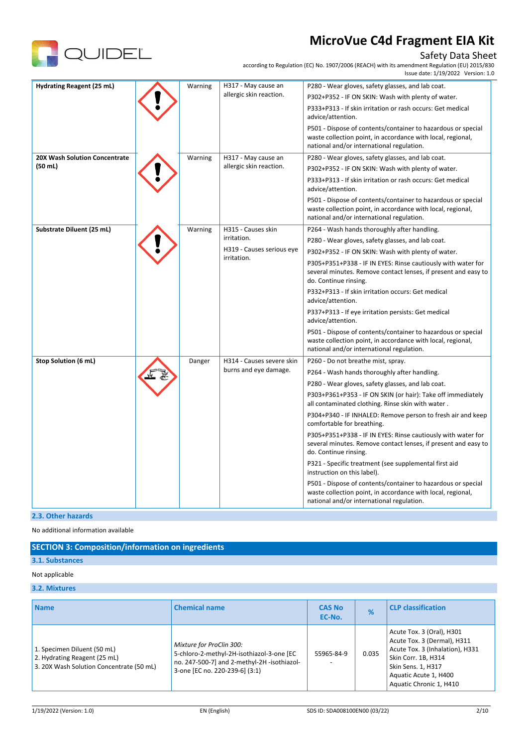| | | | | |
|---|---|---|---|---|
| **Hydrating Reagent (25 mL)** | | Warning | H317 - May cause an allergic skin reaction. | P280 - Wear gloves, safety glasses, and lab coat.<br>P302+P352 - IF ON SKIN: Wash with plenty of water.<br>P333+P313 - If skin irritation or rash occurs: Get medical advice/attention.<br>P501 - Dispose of contents/container to hazardous or special waste collection point, in accordance with local, regional, national and/or international regulation. |
| **20X Wash Solution Concentrate (50 mL)** | | Warning | H317 - May cause an allergic skin reaction. | P280 - Wear gloves, safety glasses, and lab coat.<br>P302+P352 - IF ON SKIN: Wash with plenty of water.<br>P333+P313 - If skin irritation or rash occurs: Get medical advice/attention.<br>P501 - Dispose of contents/container to hazardous or special waste collection point, in accordance with local, regional, national and/or international regulation. |
| **Substrate Diluent (25 mL)** | | Warning | H315 - Causes skin irritation.<br>H319 - Causes serious eye irritation. | P264 - Wash hands thoroughly after handling.<br>P280 - Wear gloves, safety glasses, and lab coat.<br>P302+P352 - IF ON SKIN: Wash with plenty of water.<br>P305+P351+P338 - IF IN EYES: Rinse cautiously with water for several minutes. Remove contact lenses, if present and easy to do. Continue rinsing.<br>P332+P313 - If skin irritation occurs: Get medical advice/attention.<br>P337+P313 - If eye irritation persists: Get medical advice/attention.<br>P501 - Dispose of contents/container to hazardous or special waste collection point, in accordance with local, regional, national and/or international regulation. |
| **Stop Solution (6 mL)** | | Danger | H314 - Causes severe skin burns and eye damage. | P260 - Do not breathe mist, spray.<br>P264 - Wash hands thoroughly after handling.<br>P280 - Wear gloves, safety glasses, and lab coat.<br>P303+P361+P353 - IF ON SKIN (or hair): Take off immediately all contaminated clothing. Rinse skin with water .<br>P304+P340 - IF INHALED: Remove person to fresh air and keep comfortable for breathing.<br>P305+P351+P338 - IF IN EYES: Rinse cautiously with water for several minutes. Remove contact lenses, if present and easy to do. Continue rinsing.<br>P321 - Specific treatment (see supplemental first aid instruction on this label).<br>P501 - Dispose of contents/container to hazardous or special waste collection point, in accordance with local, regional, national and/or international regulation. |

### 2.3. Other hazards

No additional information available

## SECTION 3: Composition/information on ingredients

### 3.1. Substances

Not applicable

### 3.2. Mixtures

| Name | Chemical name | CAS No<br>EC-No. | % | CLP classification |
|---|---|---|---|---|
| 1. Specimen Diluent (50 mL)<br>2. Hydrating Reagent (25 mL)<br>3. 20X Wash Solution Concentrate (50 mL) | *Mixture for ProClin 300:*<br>5-chloro-2-methyl-2H-isothiazol-3-one [EC no. 247-500-7] and 2-methyl-2H -isothiazol-3-one [EC no. 220-239-6] (3:1) | 55965-84-9<br>- | 0.035 | Acute Tox. 3 (Oral), H301<br>Acute Tox. 3 (Dermal), H311<br>Acute Tox. 3 (Inhalation), H331<br>Skin Corr. 1B, H314<br>Skin Sens. 1, H317<br>Aquatic Acute 1, H400<br>Aquatic Chronic 1, H410 |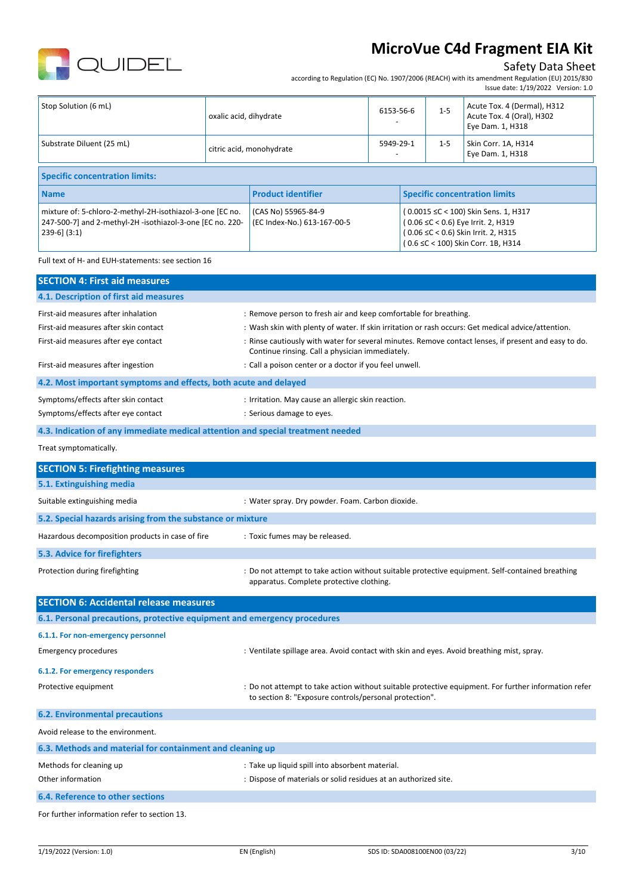| Stop Solution (6 mL) | oxalic acid, dihydrate | 6153-56-6<br>- | 1-5 | Acute Tox. 4 (Dermal), H312<br>Acute Tox. 4 (Oral), H302<br>Eye Dam. 1, H318 |
|---|---|---|---|---|
| Substrate Diluent (25 mL) | citric acid, monohydrate | 5949-29-1<br>- | 1-5 | Skin Corr. 1A, H314<br>Eye Dam. 1, H318 |

**Specific concentration limits:**

| Name | Product identifier | Specific concentration limits |
|---|---|---|
| mixture of: 5-chloro-2-methyl-2H-isothiazol-3-one [EC no. 247-500-7] and 2-methyl-2H -isothiazol-3-one [EC no. 220-239-6] (3:1) | (CAS No) 55965-84-9<br>(EC Index-No.) 613-167-00-5 | ( 0.0015 ≤C < 100) Skin Sens. 1, H317<br>( 0.06 ≤C < 0.6) Eye Irrit. 2, H319<br>( 0.06 ≤C < 0.6) Skin Irrit. 2, H315<br>( 0.6 ≤C < 100) Skin Corr. 1B, H314 |

Full text of H- and EUH-statements: see section 16

## SECTION 4: First aid measures

### 4.1. Description of first aid measures

First-aid measures after inhalation : Remove person to fresh air and keep comfortable for breathing.

First-aid measures after skin contact : Wash skin with plenty of water. If skin irritation or rash occurs: Get medical advice/attention.

First-aid measures after eye contact : Rinse cautiously with water for several minutes. Remove contact lenses, if present and easy to do. Continue rinsing. Call a physician immediately.

First-aid measures after ingestion : Call a poison center or a doctor if you feel unwell.

### 4.2. Most important symptoms and effects, both acute and delayed

Symptoms/effects after skin contact : Irritation. May cause an allergic skin reaction.

Symptoms/effects after eye contact : Serious damage to eyes.

### 4.3. Indication of any immediate medical attention and special treatment needed

Treat symptomatically.

## SECTION 5: Firefighting measures

### 5.1. Extinguishing media

Suitable extinguishing media : Water spray. Dry powder. Foam. Carbon dioxide.

### 5.2. Special hazards arising from the substance or mixture

Hazardous decomposition products in case of fire : Toxic fumes may be released.

### 5.3. Advice for firefighters

Protection during firefighting : Do not attempt to take action without suitable protective equipment. Self-contained breathing apparatus. Complete protective clothing.

## SECTION 6: Accidental release measures

### 6.1. Personal precautions, protective equipment and emergency procedures

#### 6.1.1. For non-emergency personnel

Emergency procedures : Ventilate spillage area. Avoid contact with skin and eyes. Avoid breathing mist, spray.

#### 6.1.2. For emergency responders

Protective equipment : Do not attempt to take action without suitable protective equipment. For further information refer to section 8: "Exposure controls/personal protection".

### 6.2. Environmental precautions

Avoid release to the environment.

### 6.3. Methods and material for containment and cleaning up

Methods for cleaning up : Take up liquid spill into absorbent material.

Other information : Dispose of materials or solid residues at an authorized site.

### 6.4. Reference to other sections

For further information refer to section 13.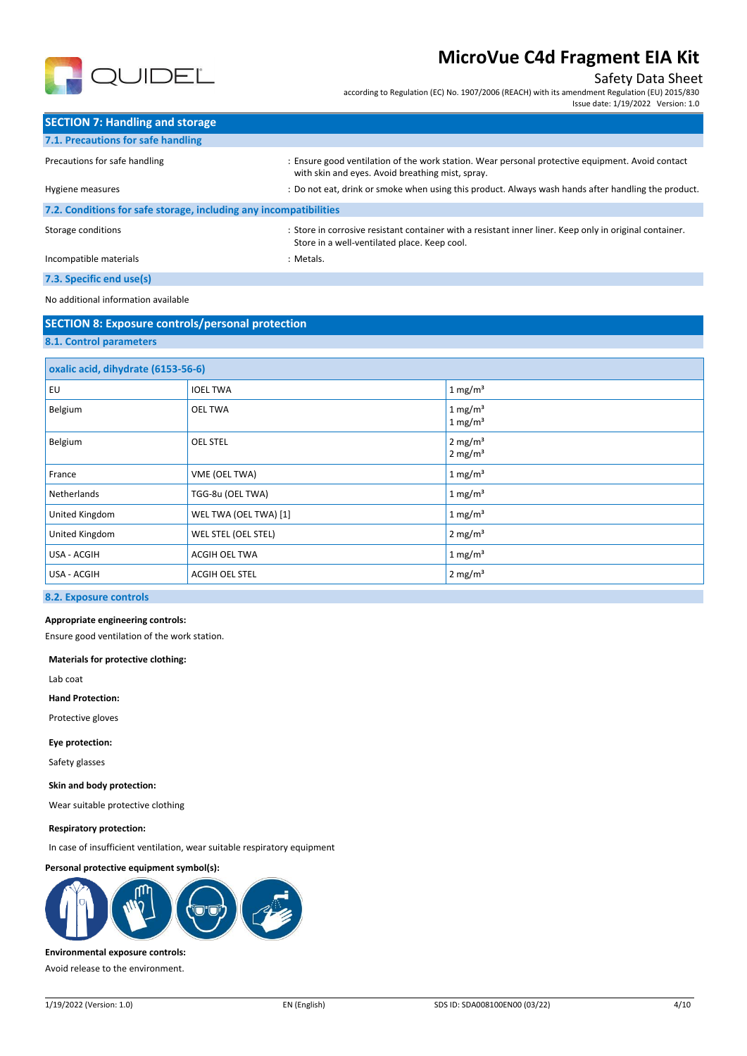## SECTION 7: Handling and storage

### 7.1. Precautions for safe handling

Precautions for safe handling : Ensure good ventilation of the work station. Wear personal protective equipment. Avoid contact with skin and eyes. Avoid breathing mist, spray.

Hygiene measures : Do not eat, drink or smoke when using this product. Always wash hands after handling the product.

### 7.2. Conditions for safe storage, including any incompatibilities

Storage conditions : Store in corrosive resistant container with a resistant inner liner. Keep only in original container. Store in a well-ventilated place. Keep cool.

Incompatible materials : Metals.

### 7.3. Specific end use(s)

No additional information available

## SECTION 8: Exposure controls/personal protection

### 8.1. Control parameters

| oxalic acid, dihydrate (6153-56-6) | | |
|---|---|---|
| EU | IOEL TWA | 1 mg/m³ |
| Belgium | OEL TWA | 1 mg/m³<br>1 mg/m³ |
| Belgium | OEL STEL | 2 mg/m³<br>2 mg/m³ |
| France | VME (OEL TWA) | 1 mg/m³ |
| Netherlands | TGG-8u (OEL TWA) | 1 mg/m³ |
| United Kingdom | WEL TWA (OEL TWA) [1] | 1 mg/m³ |
| United Kingdom | WEL STEL (OEL STEL) | 2 mg/m³ |
| USA - ACGIH | ACGIH OEL TWA | 1 mg/m³ |
| USA - ACGIH | ACGIH OEL STEL | 2 mg/m³ |

### 8.2. Exposure controls

**Appropriate engineering controls:**

Ensure good ventilation of the work station.

**Materials for protective clothing:**

Lab coat

**Hand Protection:**

Protective gloves

**Eye protection:**

Safety glasses

**Skin and body protection:**

Wear suitable protective clothing

**Respiratory protection:**

In case of insufficient ventilation, wear suitable respiratory equipment

**Personal protective equipment symbol(s):**

**Environmental exposure controls:**

Avoid release to the environment.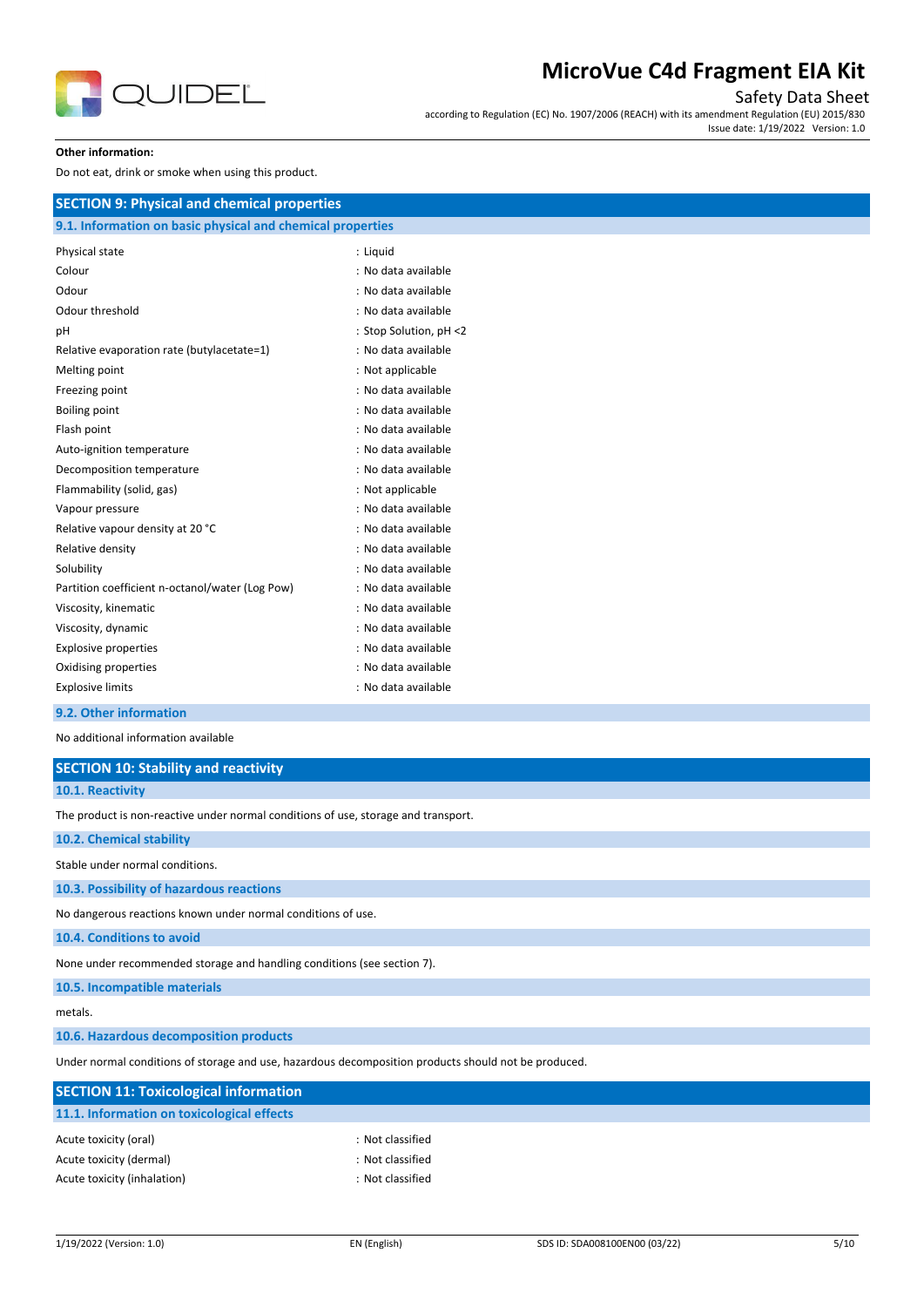**Other information:**

Do not eat, drink or smoke when using this product.

## SECTION 9: Physical and chemical properties

### 9.1. Information on basic physical and chemical properties

| | |
|---|---|
| Physical state | : Liquid |
| Colour | : No data available |
| Odour | : No data available |
| Odour threshold | : No data available |
| pH | : Stop Solution, pH <2 |
| Relative evaporation rate (butylacetate=1) | : No data available |
| Melting point | : Not applicable |
| Freezing point | : No data available |
| Boiling point | : No data available |
| Flash point | : No data available |
| Auto-ignition temperature | : No data available |
| Decomposition temperature | : No data available |
| Flammability (solid, gas) | : Not applicable |
| Vapour pressure | : No data available |
| Relative vapour density at 20 °C | : No data available |
| Relative density | : No data available |
| Solubility | : No data available |
| Partition coefficient n-octanol/water (Log Pow) | : No data available |
| Viscosity, kinematic | : No data available |
| Viscosity, dynamic | : No data available |
| Explosive properties | : No data available |
| Oxidising properties | : No data available |
| Explosive limits | : No data available |

### 9.2. Other information

No additional information available

## SECTION 10: Stability and reactivity

### 10.1. Reactivity

The product is non-reactive under normal conditions of use, storage and transport.

### 10.2. Chemical stability

Stable under normal conditions.

### 10.3. Possibility of hazardous reactions

No dangerous reactions known under normal conditions of use.

### 10.4. Conditions to avoid

None under recommended storage and handling conditions (see section 7).

### 10.5. Incompatible materials

metals.

### 10.6. Hazardous decomposition products

Under normal conditions of storage and use, hazardous decomposition products should not be produced.

## SECTION 11: Toxicological information

### 11.1. Information on toxicological effects

| | |
|---|---|
| Acute toxicity (oral) | : Not classified |
| Acute toxicity (dermal) | : Not classified |
| Acute toxicity (inhalation) | : Not classified |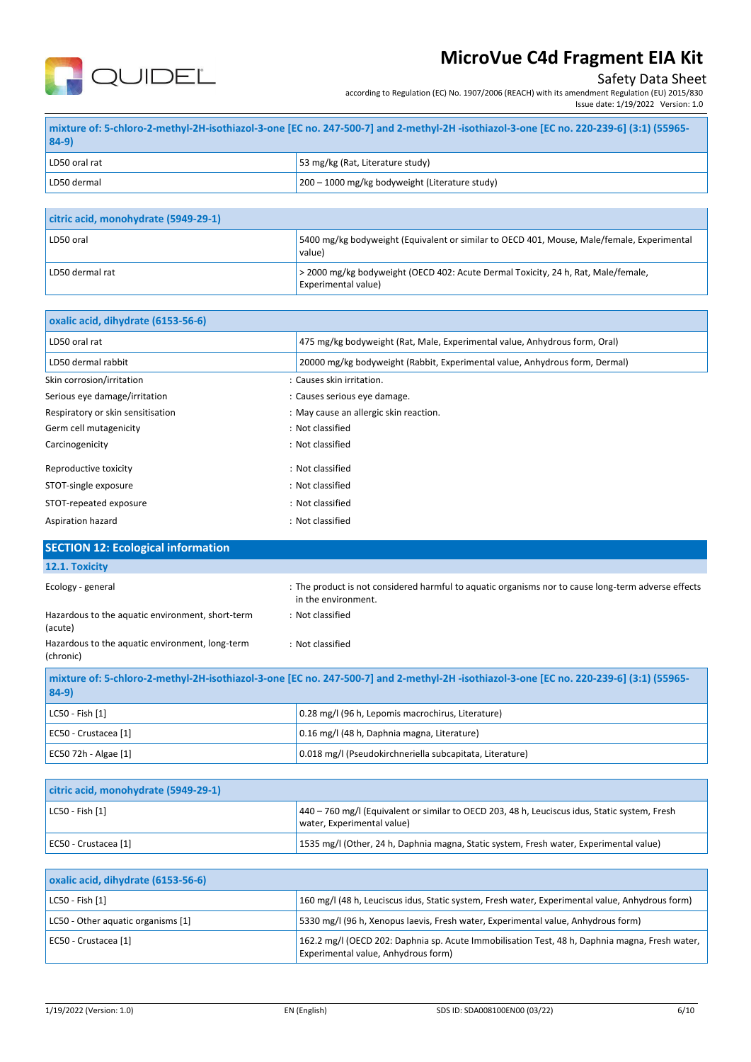| mixture of: 5-chloro-2-methyl-2H-isothiazol-3-one [EC no. 247-500-7] and 2-methyl-2H -isothiazol-3-one [EC no. 220-239-6] (3:1) (55965-84-9) | |
|---|---|
| LD50 oral rat | 53 mg/kg (Rat, Literature study) |
| LD50 dermal | 200 – 1000 mg/kg bodyweight (Literature study) |

| citric acid, monohydrate (5949-29-1) | |
|---|---|
| LD50 oral | 5400 mg/kg bodyweight (Equivalent or similar to OECD 401, Mouse, Male/female, Experimental value) |
| LD50 dermal rat | > 2000 mg/kg bodyweight (OECD 402: Acute Dermal Toxicity, 24 h, Rat, Male/female, Experimental value) |

| oxalic acid, dihydrate (6153-56-6) | |
|---|---|
| LD50 oral rat | 475 mg/kg bodyweight (Rat, Male, Experimental value, Anhydrous form, Oral) |
| LD50 dermal rabbit | 20000 mg/kg bodyweight (Rabbit, Experimental value, Anhydrous form, Dermal) |

Skin corrosion/irritation : Causes skin irritation.

Serious eye damage/irritation : Causes serious eye damage.

Respiratory or skin sensitisation : May cause an allergic skin reaction.

Germ cell mutagenicity : Not classified

Carcinogenicity : Not classified

Reproductive toxicity : Not classified

STOT-single exposure : Not classified

STOT-repeated exposure : Not classified

Aspiration hazard : Not classified

## SECTION 12: Ecological information

### 12.1. Toxicity

Ecology - general : The product is not considered harmful to aquatic organisms nor to cause long-term adverse effects in the environment.

Hazardous to the aquatic environment, short-term (acute) : Not classified

Hazardous to the aquatic environment, long-term (chronic) : Not classified

| mixture of: 5-chloro-2-methyl-2H-isothiazol-3-one [EC no. 247-500-7] and 2-methyl-2H -isothiazol-3-one [EC no. 220-239-6] (3:1) (55965-84-9) | |
|---|---|
| LC50 - Fish [1] | 0.28 mg/l (96 h, Lepomis macrochirus, Literature) |
| EC50 - Crustacea [1] | 0.16 mg/l (48 h, Daphnia magna, Literature) |
| EC50 72h - Algae [1] | 0.018 mg/l (Pseudokirchneriella subcapitata, Literature) |

| citric acid, monohydrate (5949-29-1) | |
|---|---|
| LC50 - Fish [1] | 440 – 760 mg/l (Equivalent or similar to OECD 203, 48 h, Leuciscus idus, Static system, Fresh water, Experimental value) |
| EC50 - Crustacea [1] | 1535 mg/l (Other, 24 h, Daphnia magna, Static system, Fresh water, Experimental value) |

| oxalic acid, dihydrate (6153-56-6) | |
|---|---|
| LC50 - Fish [1] | 160 mg/l (48 h, Leuciscus idus, Static system, Fresh water, Experimental value, Anhydrous form) |
| LC50 - Other aquatic organisms [1] | 5330 mg/l (96 h, Xenopus laevis, Fresh water, Experimental value, Anhydrous form) |
| EC50 - Crustacea [1] | 162.2 mg/l (OECD 202: Daphnia sp. Acute Immobilisation Test, 48 h, Daphnia magna, Fresh water, Experimental value, Anhydrous form) |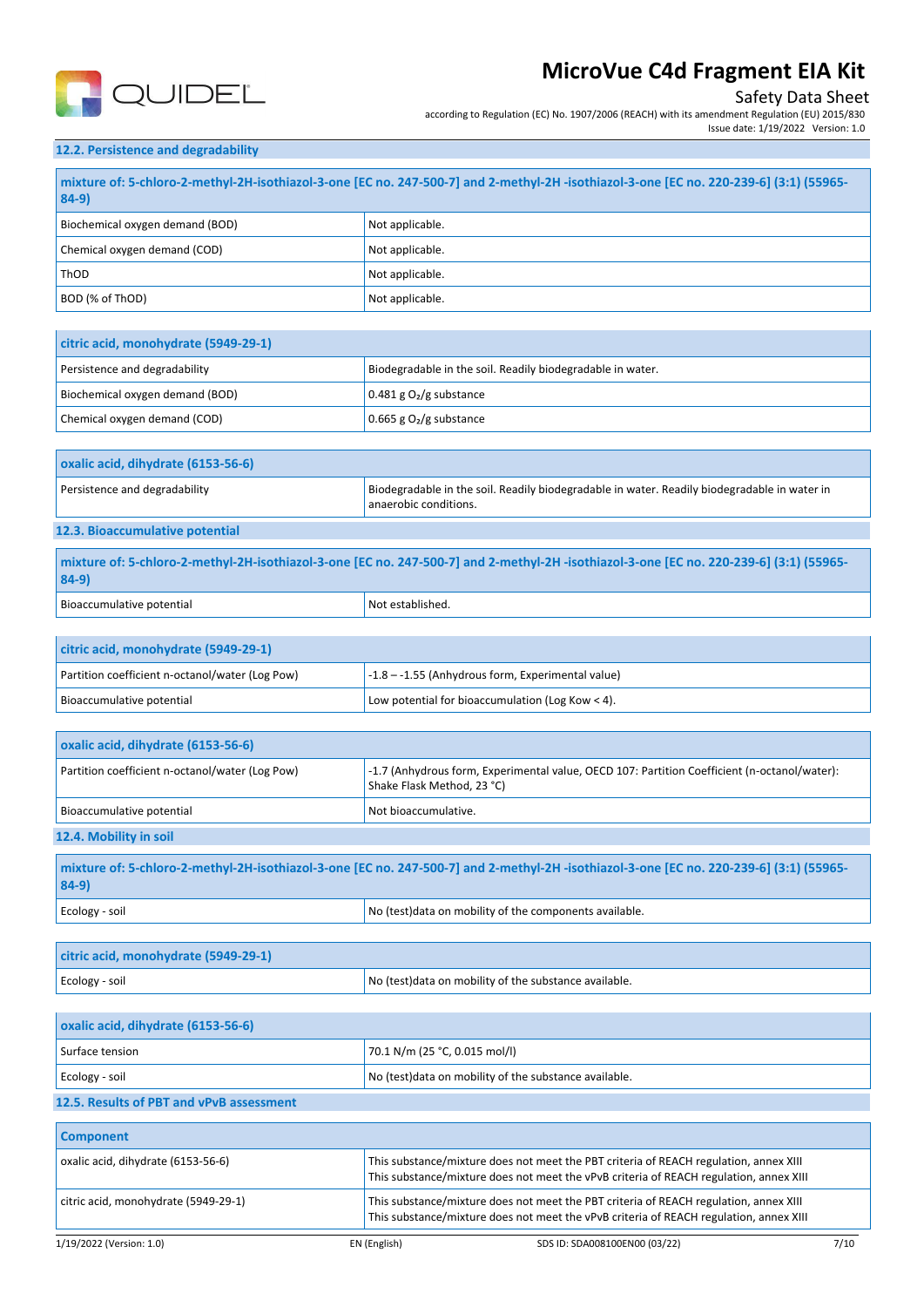### 12.2. Persistence and degradability

| mixture of: 5-chloro-2-methyl-2H-isothiazol-3-one [EC no. 247-500-7] and 2-methyl-2H -isothiazol-3-one [EC no. 220-239-6] (3:1) (55965-84-9) | |
|---|---|
| Biochemical oxygen demand (BOD) | Not applicable. |
| Chemical oxygen demand (COD) | Not applicable. |
| ThOD | Not applicable. |
| BOD (% of ThOD) | Not applicable. |

| citric acid, monohydrate (5949-29-1) | |
|---|---|
| Persistence and degradability | Biodegradable in the soil. Readily biodegradable in water. |
| Biochemical oxygen demand (BOD) | 0.481 g $O_2$/g substance |
| Chemical oxygen demand (COD) | 0.665 g $O_2$/g substance |

| oxalic acid, dihydrate (6153-56-6) | |
|---|---|
| Persistence and degradability | Biodegradable in the soil. Readily biodegradable in water. Readily biodegradable in water in anaerobic conditions. |

### 12.3. Bioaccumulative potential

| mixture of: 5-chloro-2-methyl-2H-isothiazol-3-one [EC no. 247-500-7] and 2-methyl-2H -isothiazol-3-one [EC no. 220-239-6] (3:1) (55965-84-9) | |
|---|---|
| Bioaccumulative potential | Not established. |

| citric acid, monohydrate (5949-29-1) | |
|---|---|
| Partition coefficient n-octanol/water (Log Pow) | -1.8 – -1.55 (Anhydrous form, Experimental value) |
| Bioaccumulative potential | Low potential for bioaccumulation (Log Kow < 4). |

| oxalic acid, dihydrate (6153-56-6) | |
|---|---|
| Partition coefficient n-octanol/water (Log Pow) | -1.7 (Anhydrous form, Experimental value, OECD 107: Partition Coefficient (n-octanol/water): Shake Flask Method, 23 °C) |
| Bioaccumulative potential | Not bioaccumulative. |

### 12.4. Mobility in soil

| mixture of: 5-chloro-2-methyl-2H-isothiazol-3-one [EC no. 247-500-7] and 2-methyl-2H -isothiazol-3-one [EC no. 220-239-6] (3:1) (55965-84-9) | |
|---|---|
| Ecology - soil | No (test)data on mobility of the components available. |

| citric acid, monohydrate (5949-29-1) | |
|---|---|
| Ecology - soil | No (test)data on mobility of the substance available. |

| oxalic acid, dihydrate (6153-56-6) | |
|---|---|
| Surface tension | 70.1 N/m (25 °C, 0.015 mol/l) |
| Ecology - soil | No (test)data on mobility of the substance available. |

### 12.5. Results of PBT and vPvB assessment

| Component | |
|---|---|
| oxalic acid, dihydrate (6153-56-6) | This substance/mixture does not meet the PBT criteria of REACH regulation, annex XIII<br>This substance/mixture does not meet the vPvB criteria of REACH regulation, annex XIII |
| citric acid, monohydrate (5949-29-1) | This substance/mixture does not meet the PBT criteria of REACH regulation, annex XIII<br>This substance/mixture does not meet the vPvB criteria of REACH regulation, annex XIII |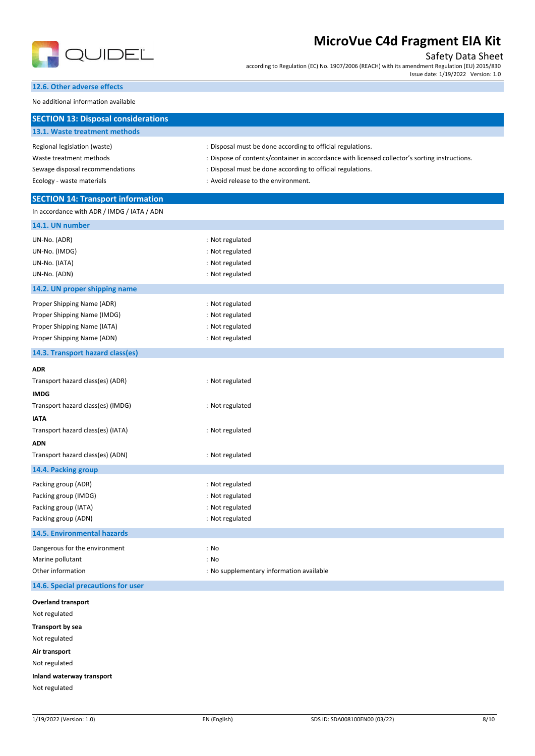### 12.6. Other adverse effects

No additional information available

## SECTION 13: Disposal considerations

### 13.1. Waste treatment methods

| | |
|---|---|
| Regional legislation (waste) | : Disposal must be done according to official regulations. |
| Waste treatment methods | : Dispose of contents/container in accordance with licensed collector's sorting instructions. |
| Sewage disposal recommendations | : Disposal must be done according to official regulations. |
| Ecology - waste materials | : Avoid release to the environment. |

## SECTION 14: Transport information

In accordance with ADR / IMDG / IATA / ADN

### 14.1. UN number

| | |
|---|---|
| UN-No. (ADR) | : Not regulated |
| UN-No. (IMDG) | : Not regulated |
| UN-No. (IATA) | : Not regulated |
| UN-No. (ADN) | : Not regulated |

### 14.2. UN proper shipping name

| | |
|---|---|
| Proper Shipping Name (ADR) | : Not regulated |
| Proper Shipping Name (IMDG) | : Not regulated |
| Proper Shipping Name (IATA) | : Not regulated |
| Proper Shipping Name (ADN) | : Not regulated |

### 14.3. Transport hazard class(es)

**ADR**

Transport hazard class(es) (ADR) : Not regulated

**IMDG**

Transport hazard class(es) (IMDG) : Not regulated

**IATA**

Transport hazard class(es) (IATA) : Not regulated

**ADN**

Transport hazard class(es) (ADN) : Not regulated

### 14.4. Packing group

| | |
|---|---|
| Packing group (ADR) | : Not regulated |
| Packing group (IMDG) | : Not regulated |
| Packing group (IATA) | : Not regulated |
| Packing group (ADN) | : Not regulated |

### 14.5. Environmental hazards

| | |
|---|---|
| Dangerous for the environment | : No |
| Marine pollutant | : No |
| Other information | : No supplementary information available |

### 14.6. Special precautions for user

**Overland transport**

Not regulated

**Transport by sea**

Not regulated

**Air transport**

Not regulated

**Inland waterway transport**

Not regulated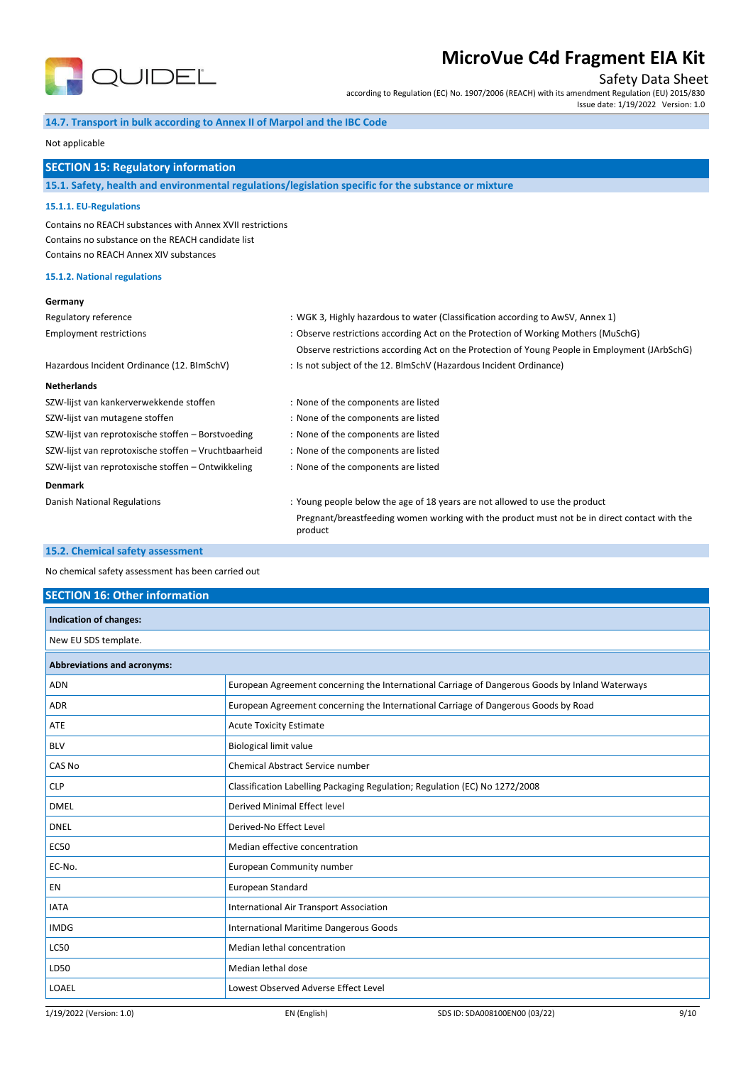### 14.7. Transport in bulk according to Annex II of Marpol and the IBC Code

Not applicable

## SECTION 15: Regulatory information

### 15.1. Safety, health and environmental regulations/legislation specific for the substance or mixture

#### 15.1.1. EU-Regulations

Contains no REACH substances with Annex XVII restrictions
Contains no substance on the REACH candidate list
Contains no REACH Annex XIV substances

#### 15.1.2. National regulations

**Germany**

Regulatory reference : WGK 3, Highly hazardous to water (Classification according to AwSV, Annex 1)

Employment restrictions : Observe restrictions according Act on the Protection of Working Mothers (MuSchG)
Observe restrictions according Act on the Protection of Young People in Employment (JArbSchG)

Hazardous Incident Ordinance (12. BImSchV) : Is not subject of the 12. BlmSchV (Hazardous Incident Ordinance)

**Netherlands**

SZW-lijst van kankerverwekkende stoffen : None of the components are listed

SZW-lijst van mutagene stoffen : None of the components are listed

SZW-lijst van reprotoxische stoffen – Borstvoeding : None of the components are listed

SZW-lijst van reprotoxische stoffen – Vruchtbaarheid : None of the components are listed

SZW-lijst van reprotoxische stoffen – Ontwikkeling : None of the components are listed

**Denmark**

Danish National Regulations : Young people below the age of 18 years are not allowed to use the product
Pregnant/breastfeeding women working with the product must not be in direct contact with the product

### 15.2. Chemical safety assessment

No chemical safety assessment has been carried out

## SECTION 16: Other information

**Indication of changes:**

New EU SDS template.

| Abbreviations and acronyms: | |
|---|---|
| ADN | European Agreement concerning the International Carriage of Dangerous Goods by Inland Waterways |
| ADR | European Agreement concerning the International Carriage of Dangerous Goods by Road |
| ATE | Acute Toxicity Estimate |
| BLV | Biological limit value |
| CAS No | Chemical Abstract Service number |
| CLP | Classification Labelling Packaging Regulation; Regulation (EC) No 1272/2008 |
| DMEL | Derived Minimal Effect level |
| DNEL | Derived-No Effect Level |
| EC50 | Median effective concentration |
| EC-No. | European Community number |
| EN | European Standard |
| IATA | International Air Transport Association |
| IMDG | International Maritime Dangerous Goods |
| LC50 | Median lethal concentration |
| LD50 | Median lethal dose |
| LOAEL | Lowest Observed Adverse Effect Level |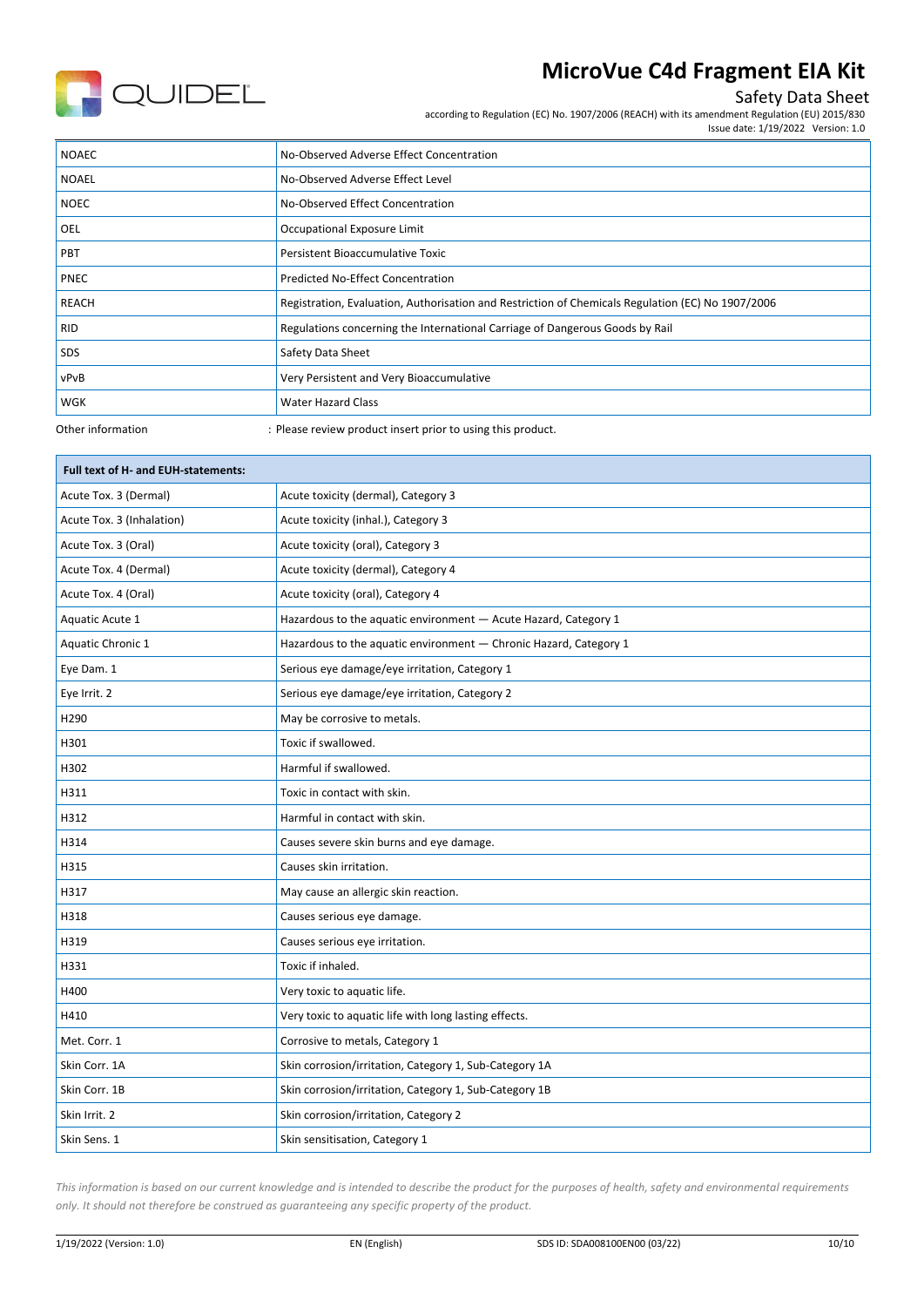| | |
|---|---|
| NOAEC | No-Observed Adverse Effect Concentration |
| NOAEL | No-Observed Adverse Effect Level |
| NOEC | No-Observed Effect Concentration |
| OEL | Occupational Exposure Limit |
| PBT | Persistent Bioaccumulative Toxic |
| PNEC | Predicted No-Effect Concentration |
| REACH | Registration, Evaluation, Authorisation and Restriction of Chemicals Regulation (EC) No 1907/2006 |
| RID | Regulations concerning the International Carriage of Dangerous Goods by Rail |
| SDS | Safety Data Sheet |
| vPvB | Very Persistent and Very Bioaccumulative |
| WGK | Water Hazard Class |

Other information : Please review product insert prior to using this product.

| Full text of H- and EUH-statements: | |
|---|---|
| Acute Tox. 3 (Dermal) | Acute toxicity (dermal), Category 3 |
| Acute Tox. 3 (Inhalation) | Acute toxicity (inhal.), Category 3 |
| Acute Tox. 3 (Oral) | Acute toxicity (oral), Category 3 |
| Acute Tox. 4 (Dermal) | Acute toxicity (dermal), Category 4 |
| Acute Tox. 4 (Oral) | Acute toxicity (oral), Category 4 |
| Aquatic Acute 1 | Hazardous to the aquatic environment — Acute Hazard, Category 1 |
| Aquatic Chronic 1 | Hazardous to the aquatic environment — Chronic Hazard, Category 1 |
| Eye Dam. 1 | Serious eye damage/eye irritation, Category 1 |
| Eye Irrit. 2 | Serious eye damage/eye irritation, Category 2 |
| H290 | May be corrosive to metals. |
| H301 | Toxic if swallowed. |
| H302 | Harmful if swallowed. |
| H311 | Toxic in contact with skin. |
| H312 | Harmful in contact with skin. |
| H314 | Causes severe skin burns and eye damage. |
| H315 | Causes skin irritation. |
| H317 | May cause an allergic skin reaction. |
| H318 | Causes serious eye damage. |
| H319 | Causes serious eye irritation. |
| H331 | Toxic if inhaled. |
| H400 | Very toxic to aquatic life. |
| H410 | Very toxic to aquatic life with long lasting effects. |
| Met. Corr. 1 | Corrosive to metals, Category 1 |
| Skin Corr. 1A | Skin corrosion/irritation, Category 1, Sub-Category 1A |
| Skin Corr. 1B | Skin corrosion/irritation, Category 1, Sub-Category 1B |
| Skin Irrit. 2 | Skin corrosion/irritation, Category 2 |
| Skin Sens. 1 | Skin sensitisation, Category 1 |

*This information is based on our current knowledge and is intended to describe the product for the purposes of health, safety and environmental requirements only. It should not therefore be construed as guaranteeing any specific property of the product.*